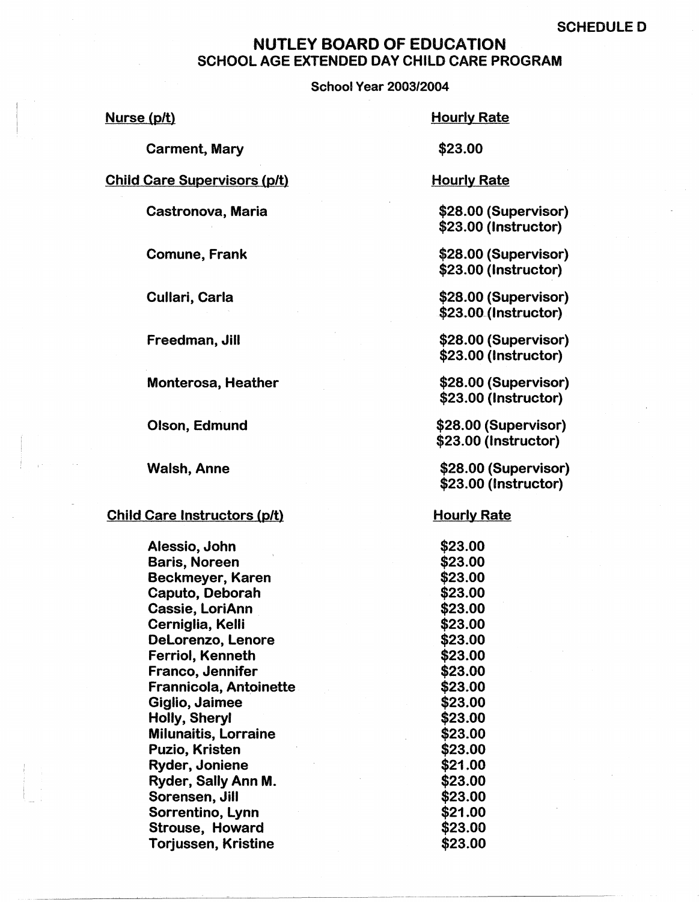SCHEDULE D

# NUTLEY BOARD OF EDUCATION
## SCHOOL AGE EXTENDED DAY CHILD CARE PROGRAM

School Year 2003/2004

| Nurse (p/t) | Hourly Rate |
|---|---|
| Carment, Mary | $23.00 |

| Child Care Supervisors (p/t) | Hourly Rate |
|---|---|
| Castronova, Maria | $28.00 (Supervisor)<br>$23.00 (Instructor) |
| Comune, Frank | $28.00 (Supervisor)<br>$23.00 (Instructor) |
| Cullari, Carla | $28.00 (Supervisor)<br>$23.00 (Instructor) |
| Freedman, Jill | $28.00 (Supervisor)<br>$23.00 (Instructor) |
| Monterosa, Heather | $28.00 (Supervisor)<br>$23.00 (Instructor) |
| Olson, Edmund | $28.00 (Supervisor)<br>$23.00 (Instructor) |
| Walsh, Anne | $28.00 (Supervisor)<br>$23.00 (Instructor) |

| Child Care Instructors (p/t) | Hourly Rate |
|---|---|
| Alessio, John | $23.00 |
| Baris, Noreen | $23.00 |
| Beckmeyer, Karen | $23.00 |
| Caputo, Deborah | $23.00 |
| Cassie, LoriAnn | $23.00 |
| Cerniglia, Kelli | $23.00 |
| DeLorenzo, Lenore | $23.00 |
| Ferriol, Kenneth | $23.00 |
| Franco, Jennifer | $23.00 |
| Frannicola, Antoinette | $23.00 |
| Giglio, Jaimee | $23.00 |
| Holly, Sheryl | $23.00 |
| Milunaitis, Lorraine | $23.00 |
| Puzio, Kristen | $23.00 |
| Ryder, Joniene | $21.00 |
| Ryder, Sally Ann M. | $23.00 |
| Sorensen, Jill | $23.00 |
| Sorrentino, Lynn | $21.00 |
| Strouse, Howard | $23.00 |
| Torjussen, Kristine | $23.00 |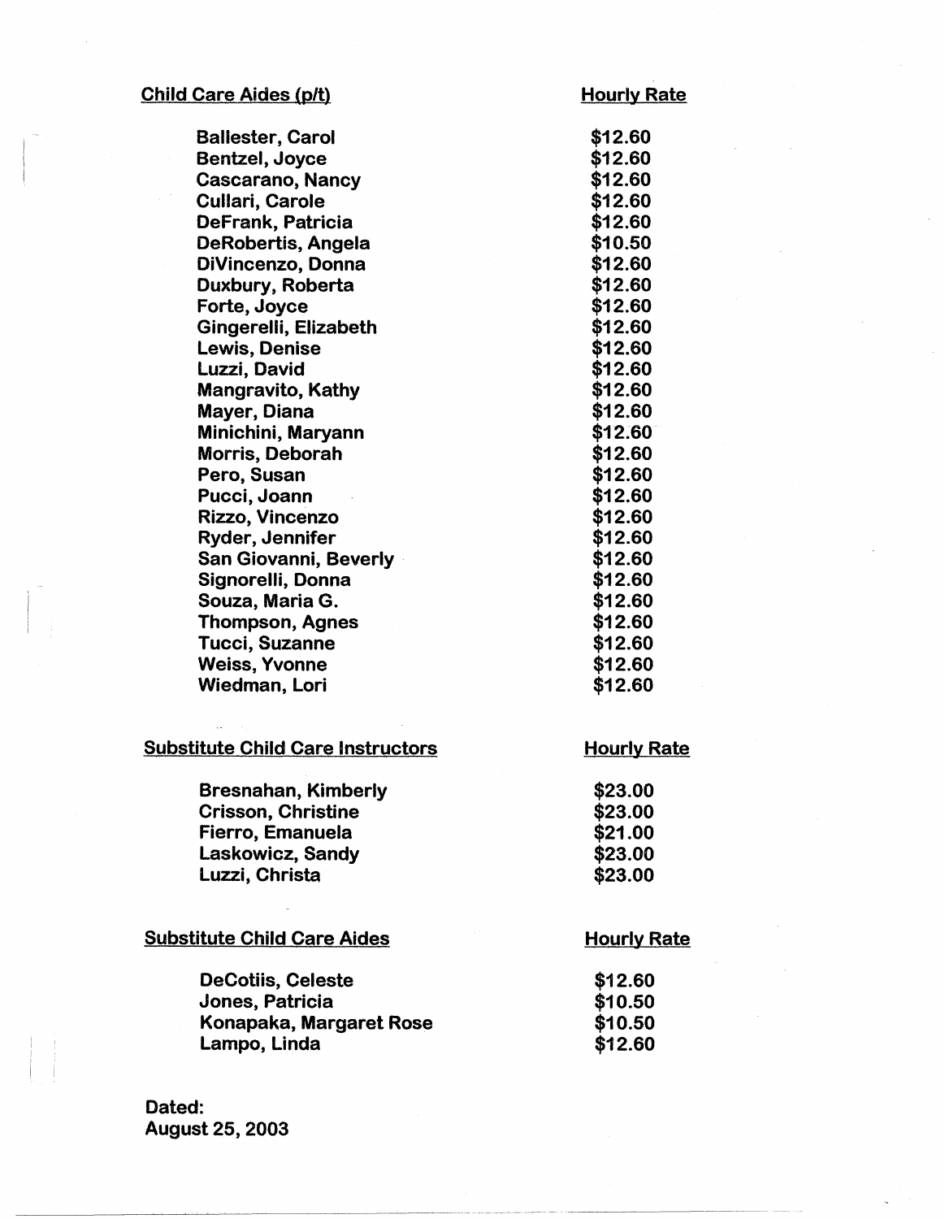| Child Care Aides (p/t) | Hourly Rate |
|---|---|
| Ballester, Carol | $12.60 |
| Bentzel, Joyce | $12.60 |
| Cascarano, Nancy | $12.60 |
| Cullari, Carole | $12.60 |
| DeFrank, Patricia | $12.60 |
| DeRobertis, Angela | $10.50 |
| DiVincenzo, Donna | $12.60 |
| Duxbury, Roberta | $12.60 |
| Forte, Joyce | $12.60 |
| Gingerelli, Elizabeth | $12.60 |
| Lewis, Denise | $12.60 |
| Luzzi, David | $12.60 |
| Mangravito, Kathy | $12.60 |
| Mayer, Diana | $12.60 |
| Minichini, Maryann | $12.60 |
| Morris, Deborah | $12.60 |
| Pero, Susan | $12.60 |
| Pucci, Joann | $12.60 |
| Rizzo, Vincenzo | $12.60 |
| Ryder, Jennifer | $12.60 |
| San Giovanni, Beverly | $12.60 |
| Signorelli, Donna | $12.60 |
| Souza, Maria G. | $12.60 |
| Thompson, Agnes | $12.60 |
| Tucci, Suzanne | $12.60 |
| Weiss, Yvonne | $12.60 |
| Wiedman, Lori | $12.60 |

| Substitute Child Care Instructors | Hourly Rate |
|---|---|
| Bresnahan, Kimberly | $23.00 |
| Crisson, Christine | $23.00 |
| Fierro, Emanuela | $21.00 |
| Laskowicz, Sandy | $23.00 |
| Luzzi, Christa | $23.00 |

| Substitute Child Care Aides | Hourly Rate |
|---|---|
| DeCotiis, Celeste | $12.60 |
| Jones, Patricia | $10.50 |
| Konapaka, Margaret Rose | $10.50 |
| Lampo, Linda | $12.60 |

Dated:
August 25, 2003